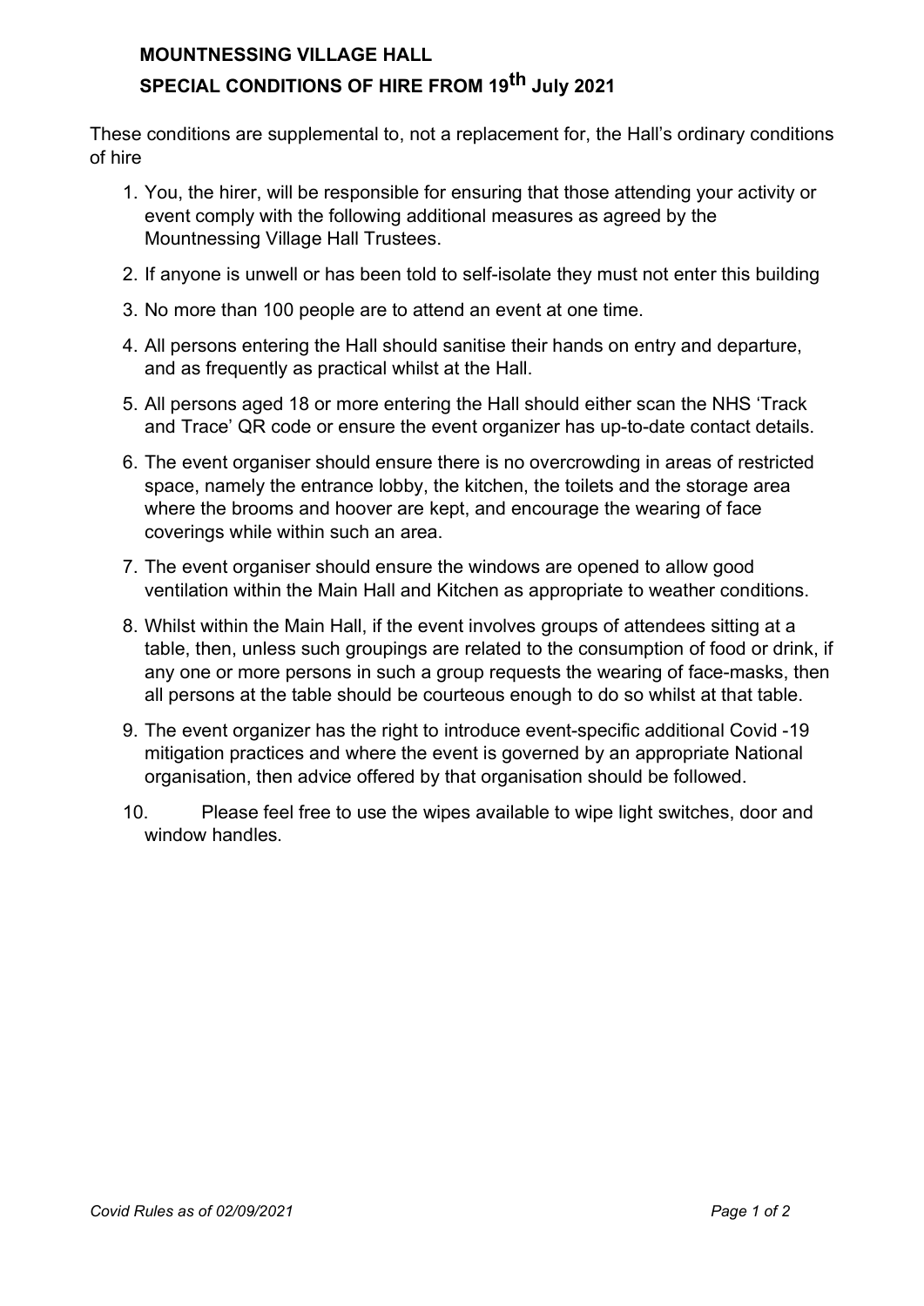# MOUNTNESSING VILLAGE HALL

## SPECIAL CONDITIONS OF HIRE FROM 19th July 2021

These conditions are supplemental to, not a replacement for, the Hall's ordinary conditions of hire

1. You, the hirer, will be responsible for ensuring that those attending your activity or event comply with the following additional measures as agreed by the Mountnessing Village Hall Trustees.
2. If anyone is unwell or has been told to self-isolate they must not enter this building
3. No more than 100 people are to attend an event at one time.
4. All persons entering the Hall should sanitise their hands on entry and departure, and as frequently as practical whilst at the Hall.
5. All persons aged 18 or more entering the Hall should either scan the NHS 'Track and Trace' QR code or ensure the event organizer has up-to-date contact details.
6. The event organiser should ensure there is no overcrowding in areas of restricted space, namely the entrance lobby, the kitchen, the toilets and the storage area where the brooms and hoover are kept, and encourage the wearing of face coverings while within such an area.
7. The event organiser should ensure the windows are opened to allow good ventilation within the Main Hall and Kitchen as appropriate to weather conditions.
8. Whilst within the Main Hall, if the event involves groups of attendees sitting at a table, then, unless such groupings are related to the consumption of food or drink, if any one or more persons in such a group requests the wearing of face-masks, then all persons at the table should be courteous enough to do so whilst at that table.
9. The event organizer has the right to introduce event-specific additional Covid -19 mitigation practices and where the event is governed by an appropriate National organisation, then advice offered by that organisation should be followed.
10. Please feel free to use the wipes available to wipe light switches, door and window handles.

*Covid Rules as of 02/09/2021*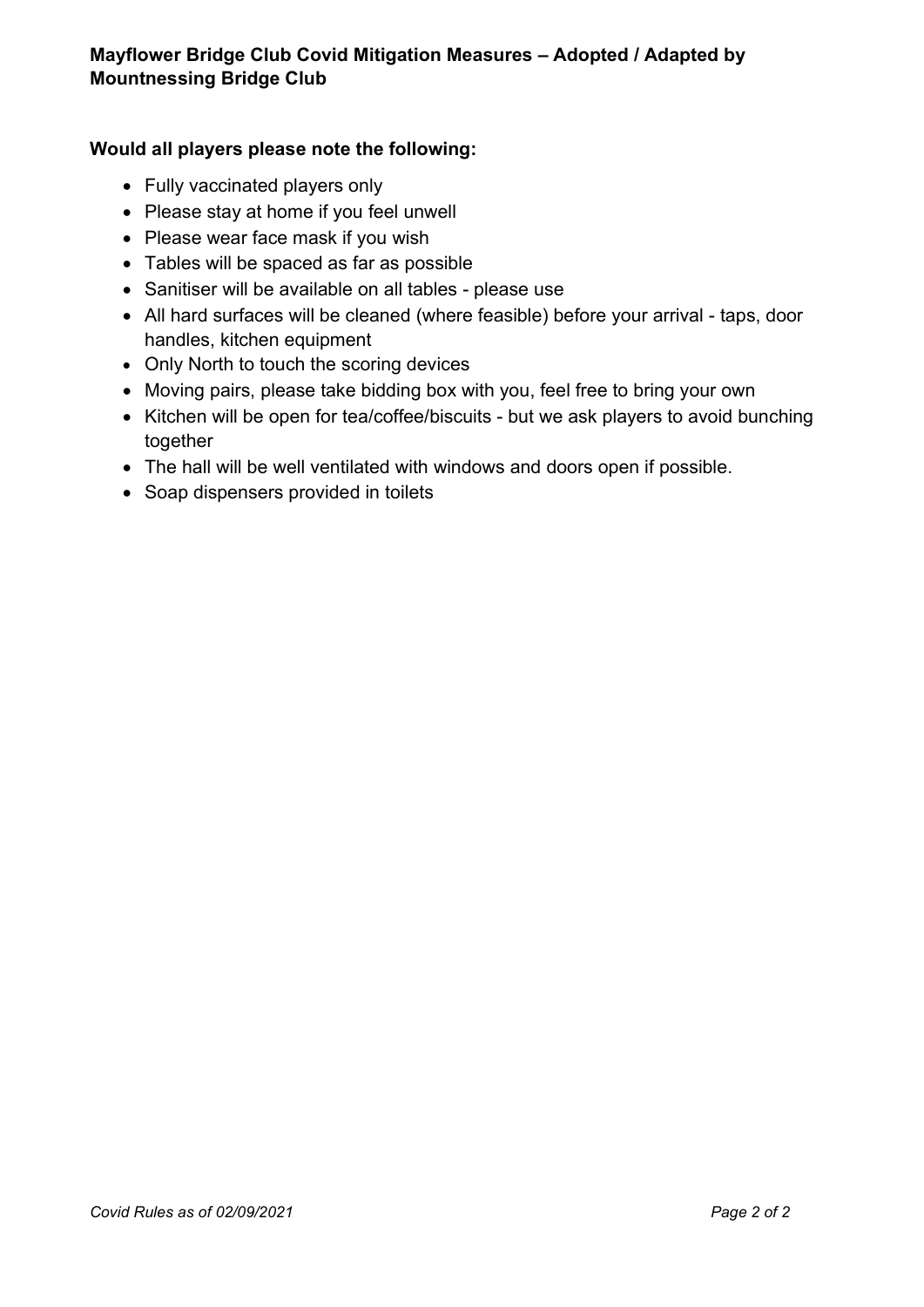**Mayflower Bridge Club Covid Mitigation Measures – Adopted / Adapted by Mountnessing Bridge Club**

**Would all players please note the following:**

- Fully vaccinated players only
- Please stay at home if you feel unwell
- Please wear face mask if you wish
- Tables will be spaced as far as possible
- Sanitiser will be available on all tables - please use
- All hard surfaces will be cleaned (where feasible) before your arrival - taps, door handles, kitchen equipment
- Only North to touch the scoring devices
- Moving pairs, please take bidding box with you, feel free to bring your own
- Kitchen will be open for tea/coffee/biscuits - but we ask players to avoid bunching together
- The hall will be well ventilated with windows and doors open if possible.
- Soap dispensers provided in toilets